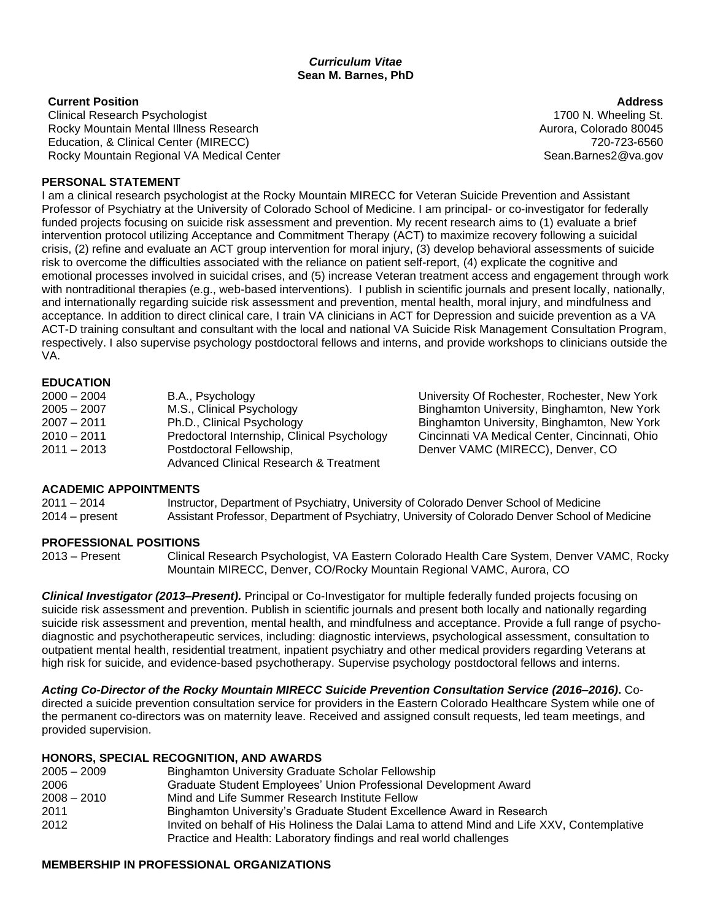***Curriculum Vitae***
**Sean M. Barnes, PhD**

**Current Position**
Clinical Research Psychologist
Rocky Mountain Mental Illness Research
Education, & Clinical Center (MIRECC)
Rocky Mountain Regional VA Medical Center

**Address**
1700 N. Wheeling St.
Aurora, Colorado 80045
720-723-6560
Sean.Barnes2@va.gov

## PERSONAL STATEMENT

I am a clinical research psychologist at the Rocky Mountain MIRECC for Veteran Suicide Prevention and Assistant Professor of Psychiatry at the University of Colorado School of Medicine. I am principal- or co-investigator for federally funded projects focusing on suicide risk assessment and prevention. My recent research aims to (1) evaluate a brief intervention protocol utilizing Acceptance and Commitment Therapy (ACT) to maximize recovery following a suicidal crisis, (2) refine and evaluate an ACT group intervention for moral injury, (3) develop behavioral assessments of suicide risk to overcome the difficulties associated with the reliance on patient self-report, (4) explicate the cognitive and emotional processes involved in suicidal crises, and (5) increase Veteran treatment access and engagement through work with nontraditional therapies (e.g., web-based interventions). I publish in scientific journals and present locally, nationally, and internationally regarding suicide risk assessment and prevention, mental health, moral injury, and mindfulness and acceptance. In addition to direct clinical care, I train VA clinicians in ACT for Depression and suicide prevention as a VA ACT-D training consultant and consultant with the local and national VA Suicide Risk Management Consultation Program, respectively. I also supervise psychology postdoctoral fellows and interns, and provide workshops to clinicians outside the VA.

## EDUCATION

| | | |
|---|---|---|
| 2000 – 2004 | B.A., Psychology | University Of Rochester, Rochester, New York |
| 2005 – 2007 | M.S., Clinical Psychology | Binghamton University, Binghamton, New York |
| 2007 – 2011 | Ph.D., Clinical Psychology | Binghamton University, Binghamton, New York |
| 2010 – 2011 | Predoctoral Internship, Clinical Psychology | Cincinnati VA Medical Center, Cincinnati, Ohio |
| 2011 – 2013 | Postdoctoral Fellowship, Advanced Clinical Research & Treatment | Denver VAMC (MIRECC), Denver, CO |

## ACADEMIC APPOINTMENTS

| | |
|---|---|
| 2011 – 2014 | Instructor, Department of Psychiatry, University of Colorado Denver School of Medicine |
| 2014 – present | Assistant Professor, Department of Psychiatry, University of Colorado Denver School of Medicine |

## PROFESSIONAL POSITIONS

| | |
|---|---|
| 2013 – Present | Clinical Research Psychologist, VA Eastern Colorado Health Care System, Denver VAMC, Rocky Mountain MIRECC, Denver, CO/Rocky Mountain Regional VAMC, Aurora, CO |

***Clinical Investigator (2013–Present).*** Principal or Co-Investigator for multiple federally funded projects focusing on suicide risk assessment and prevention. Publish in scientific journals and present both locally and nationally regarding suicide risk assessment and prevention, mental health, and mindfulness and acceptance. Provide a full range of psycho-diagnostic and psychotherapeutic services, including: diagnostic interviews, psychological assessment, consultation to outpatient mental health, residential treatment, inpatient psychiatry and other medical providers regarding Veterans at high risk for suicide, and evidence-based psychotherapy. Supervise psychology postdoctoral fellows and interns.

***Acting Co-Director of the Rocky Mountain MIRECC Suicide Prevention Consultation Service (2016–2016).*** Co-directed a suicide prevention consultation service for providers in the Eastern Colorado Healthcare System while one of the permanent co-directors was on maternity leave. Received and assigned consult requests, led team meetings, and provided supervision.

## HONORS, SPECIAL RECOGNITION, AND AWARDS

| | |
|---|---|
| 2005 – 2009 | Binghamton University Graduate Scholar Fellowship |
| 2006 | Graduate Student Employees' Union Professional Development Award |
| 2008 – 2010 | Mind and Life Summer Research Institute Fellow |
| 2011 | Binghamton University's Graduate Student Excellence Award in Research |
| 2012 | Invited on behalf of His Holiness the Dalai Lama to attend Mind and Life XXV, Contemplative Practice and Health: Laboratory findings and real world challenges |

## MEMBERSHIP IN PROFESSIONAL ORGANIZATIONS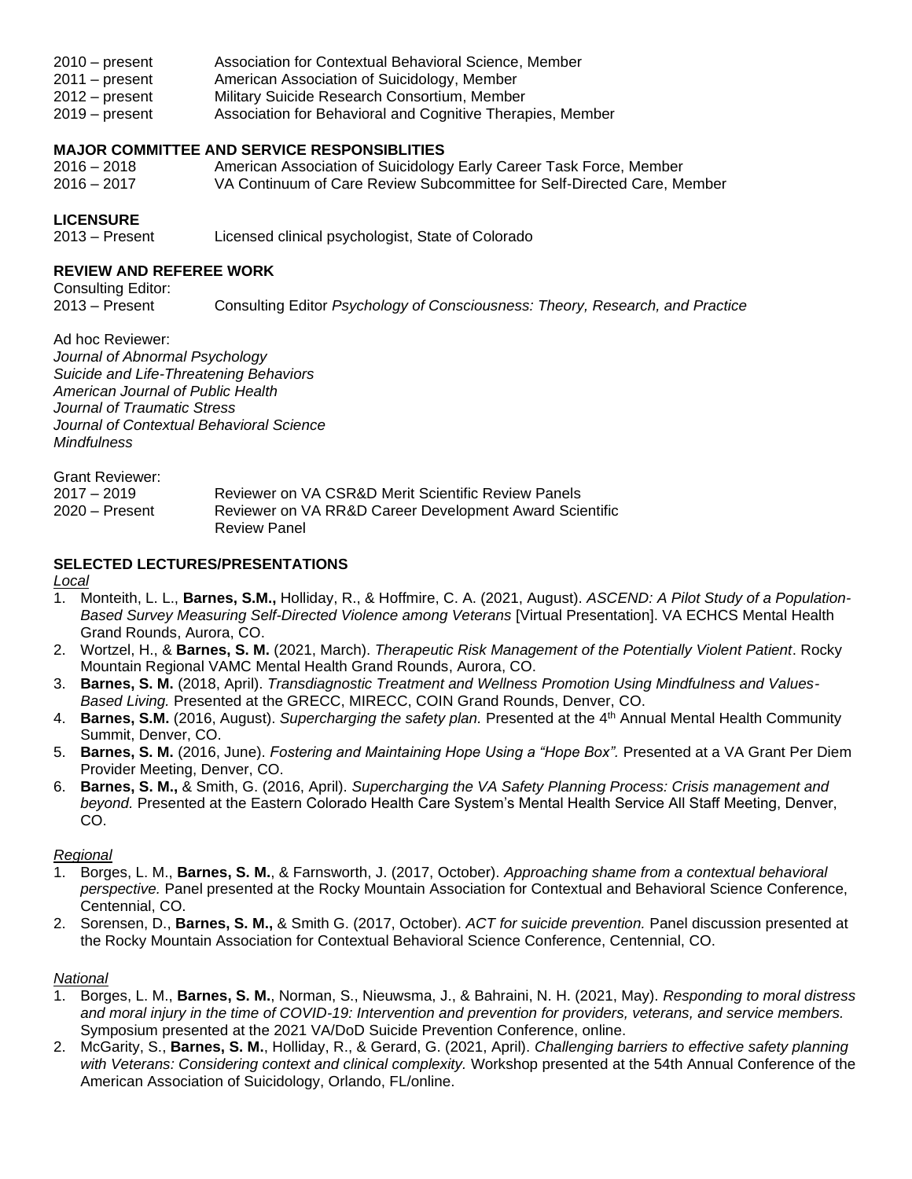2010 – present Association for Contextual Behavioral Science, Member
2011 – present American Association of Suicidology, Member
2012 – present Military Suicide Research Consortium, Member
2019 – present Association for Behavioral and Cognitive Therapies, Member

**MAJOR COMMITTEE AND SERVICE RESPONSIBLITIES**

2016 – 2018 American Association of Suicidology Early Career Task Force, Member
2016 – 2017 VA Continuum of Care Review Subcommittee for Self-Directed Care, Member

**LICENSURE**

2013 – Present Licensed clinical psychologist, State of Colorado

**REVIEW AND REFEREE WORK**

Consulting Editor:
2013 – Present Consulting Editor *Psychology of Consciousness: Theory, Research, and Practice*

Ad hoc Reviewer:
*Journal of Abnormal Psychology*
*Suicide and Life-Threatening Behaviors*
*American Journal of Public Health*
*Journal of Traumatic Stress*
*Journal of Contextual Behavioral Science*
*Mindfulness*

Grant Reviewer:
2017 – 2019 Reviewer on VA CSR&D Merit Scientific Review Panels
2020 – Present Reviewer on VA RR&D Career Development Award Scientific Review Panel

**SELECTED LECTURES/PRESENTATIONS**

*Local*

1. Monteith, L. L., **Barnes, S.M.,** Holliday, R., & Hoffmire, C. A. (2021, August). *ASCEND: A Pilot Study of a Population-Based Survey Measuring Self-Directed Violence among Veterans* [Virtual Presentation]. VA ECHCS Mental Health Grand Rounds, Aurora, CO.
2. Wortzel, H., & **Barnes, S. M.** (2021, March). *Therapeutic Risk Management of the Potentially Violent Patient*. Rocky Mountain Regional VAMC Mental Health Grand Rounds, Aurora, CO.
3. **Barnes, S. M.** (2018, April). *Transdiagnostic Treatment and Wellness Promotion Using Mindfulness and Values-Based Living.* Presented at the GRECC, MIRECC, COIN Grand Rounds, Denver, CO.
4. **Barnes, S.M.** (2016, August). *Supercharging the safety plan.* Presented at the 4th Annual Mental Health Community Summit, Denver, CO.
5. **Barnes, S. M.** (2016, June). *Fostering and Maintaining Hope Using a "Hope Box".* Presented at a VA Grant Per Diem Provider Meeting, Denver, CO.
6. **Barnes, S. M.,** & Smith, G. (2016, April). *Supercharging the VA Safety Planning Process: Crisis management and beyond.* Presented at the Eastern Colorado Health Care System's Mental Health Service All Staff Meeting, Denver, CO.

*Regional*

1. Borges, L. M., **Barnes, S. M.**, & Farnsworth, J. (2017, October). *Approaching shame from a contextual behavioral perspective.* Panel presented at the Rocky Mountain Association for Contextual and Behavioral Science Conference, Centennial, CO.
2. Sorensen, D., **Barnes, S. M.,** & Smith G. (2017, October). *ACT for suicide prevention.* Panel discussion presented at the Rocky Mountain Association for Contextual Behavioral Science Conference, Centennial, CO.

*National*

1. Borges, L. M., **Barnes, S. M.**, Norman, S., Nieuwsma, J., & Bahraini, N. H. (2021, May). *Responding to moral distress and moral injury in the time of COVID-19: Intervention and prevention for providers, veterans, and service members.* Symposium presented at the 2021 VA/DoD Suicide Prevention Conference, online.
2. McGarity, S., **Barnes, S. M.**, Holliday, R., & Gerard, G. (2021, April). *Challenging barriers to effective safety planning with Veterans: Considering context and clinical complexity.* Workshop presented at the 54th Annual Conference of the American Association of Suicidology, Orlando, FL/online.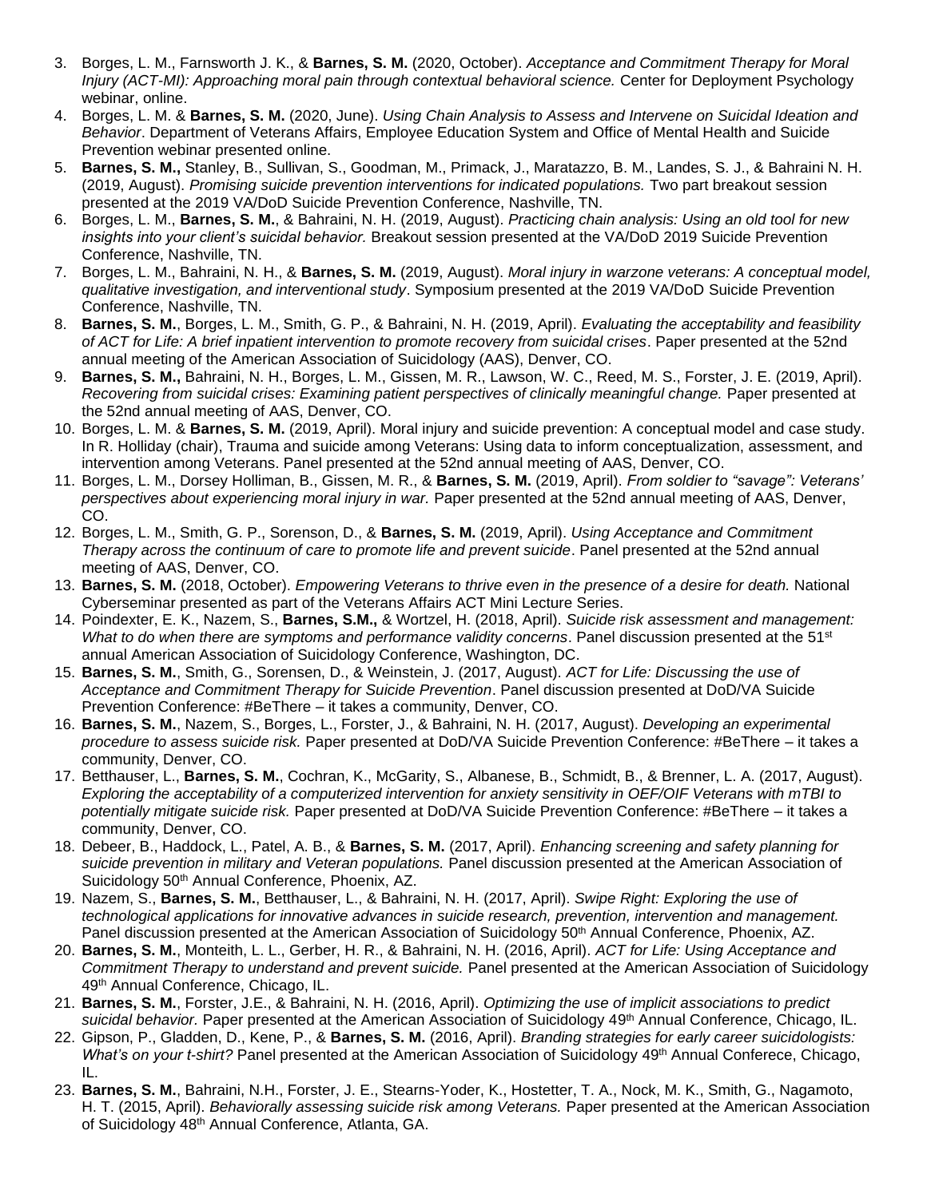3. Borges, L. M., Farnsworth J. K., & **Barnes, S. M.** (2020, October). *Acceptance and Commitment Therapy for Moral Injury (ACT-MI): Approaching moral pain through contextual behavioral science.* Center for Deployment Psychology webinar, online.
4. Borges, L. M. & **Barnes, S. M.** (2020, June). *Using Chain Analysis to Assess and Intervene on Suicidal Ideation and Behavior*. Department of Veterans Affairs, Employee Education System and Office of Mental Health and Suicide Prevention webinar presented online.
5. **Barnes, S. M.,** Stanley, B., Sullivan, S., Goodman, M., Primack, J., Maratazzo, B. M., Landes, S. J., & Bahraini N. H. (2019, August). *Promising suicide prevention interventions for indicated populations.* Two part breakout session presented at the 2019 VA/DoD Suicide Prevention Conference, Nashville, TN.
6. Borges, L. M., **Barnes, S. M.**, & Bahraini, N. H. (2019, August). *Practicing chain analysis: Using an old tool for new insights into your client's suicidal behavior.* Breakout session presented at the VA/DoD 2019 Suicide Prevention Conference, Nashville, TN.
7. Borges, L. M., Bahraini, N. H., & **Barnes, S. M.** (2019, August). *Moral injury in warzone veterans: A conceptual model, qualitative investigation, and interventional study*. Symposium presented at the 2019 VA/DoD Suicide Prevention Conference, Nashville, TN.
8. **Barnes, S. M.**, Borges, L. M., Smith, G. P., & Bahraini, N. H. (2019, April). *Evaluating the acceptability and feasibility of ACT for Life: A brief inpatient intervention to promote recovery from suicidal crises*. Paper presented at the 52nd annual meeting of the American Association of Suicidology (AAS), Denver, CO.
9. **Barnes, S. M.,** Bahraini, N. H., Borges, L. M., Gissen, M. R., Lawson, W. C., Reed, M. S., Forster, J. E. (2019, April). *Recovering from suicidal crises: Examining patient perspectives of clinically meaningful change.* Paper presented at the 52nd annual meeting of AAS, Denver, CO.
10. Borges, L. M. & **Barnes, S. M.** (2019, April). Moral injury and suicide prevention: A conceptual model and case study. In R. Holliday (chair), Trauma and suicide among Veterans: Using data to inform conceptualization, assessment, and intervention among Veterans. Panel presented at the 52nd annual meeting of AAS, Denver, CO.
11. Borges, L. M., Dorsey Holliman, B., Gissen, M. R., & **Barnes, S. M.** (2019, April). *From soldier to "savage": Veterans' perspectives about experiencing moral injury in war.* Paper presented at the 52nd annual meeting of AAS, Denver, CO.
12. Borges, L. M., Smith, G. P., Sorenson, D., & **Barnes, S. M.** (2019, April). *Using Acceptance and Commitment Therapy across the continuum of care to promote life and prevent suicide*. Panel presented at the 52nd annual meeting of AAS, Denver, CO.
13. **Barnes, S. M.** (2018, October). *Empowering Veterans to thrive even in the presence of a desire for death.* National Cyberseminar presented as part of the Veterans Affairs ACT Mini Lecture Series.
14. Poindexter, E. K., Nazem, S., **Barnes, S.M.,** & Wortzel, H. (2018, April). *Suicide risk assessment and management: What to do when there are symptoms and performance validity concerns*. Panel discussion presented at the 51st annual American Association of Suicidology Conference, Washington, DC.
15. **Barnes, S. M.**, Smith, G., Sorensen, D., & Weinstein, J. (2017, August). *ACT for Life: Discussing the use of Acceptance and Commitment Therapy for Suicide Prevention*. Panel discussion presented at DoD/VA Suicide Prevention Conference: #BeThere – it takes a community, Denver, CO.
16. **Barnes, S. M.**, Nazem, S., Borges, L., Forster, J., & Bahraini, N. H. (2017, August). *Developing an experimental procedure to assess suicide risk.* Paper presented at DoD/VA Suicide Prevention Conference: #BeThere – it takes a community, Denver, CO.
17. Betthauser, L., **Barnes, S. M.**, Cochran, K., McGarity, S., Albanese, B., Schmidt, B., & Brenner, L. A. (2017, August). *Exploring the acceptability of a computerized intervention for anxiety sensitivity in OEF/OIF Veterans with mTBI to potentially mitigate suicide risk.* Paper presented at DoD/VA Suicide Prevention Conference: #BeThere – it takes a community, Denver, CO.
18. Debeer, B., Haddock, L., Patel, A. B., & **Barnes, S. M.** (2017, April). *Enhancing screening and safety planning for suicide prevention in military and Veteran populations.* Panel discussion presented at the American Association of Suicidology 50th Annual Conference, Phoenix, AZ.
19. Nazem, S., **Barnes, S. M.**, Betthauser, L., & Bahraini, N. H. (2017, April). *Swipe Right: Exploring the use of technological applications for innovative advances in suicide research, prevention, intervention and management.* Panel discussion presented at the American Association of Suicidology 50th Annual Conference, Phoenix, AZ.
20. **Barnes, S. M.**, Monteith, L. L., Gerber, H. R., & Bahraini, N. H. (2016, April). *ACT for Life: Using Acceptance and Commitment Therapy to understand and prevent suicide.* Panel presented at the American Association of Suicidology 49th Annual Conference, Chicago, IL.
21. **Barnes, S. M.**, Forster, J.E., & Bahraini, N. H. (2016, April). *Optimizing the use of implicit associations to predict suicidal behavior.* Paper presented at the American Association of Suicidology 49th Annual Conference, Chicago, IL.
22. Gipson, P., Gladden, D., Kene, P., & **Barnes, S. M.** (2016, April). *Branding strategies for early career suicidologists: What's on your t-shirt?* Panel presented at the American Association of Suicidology 49th Annual Conferece, Chicago, IL.
23. **Barnes, S. M.**, Bahraini, N.H., Forster, J. E., Stearns-Yoder, K., Hostetter, T. A., Nock, M. K., Smith, G., Nagamoto, H. T. (2015, April). *Behaviorally assessing suicide risk among Veterans.* Paper presented at the American Association of Suicidology 48th Annual Conference, Atlanta, GA.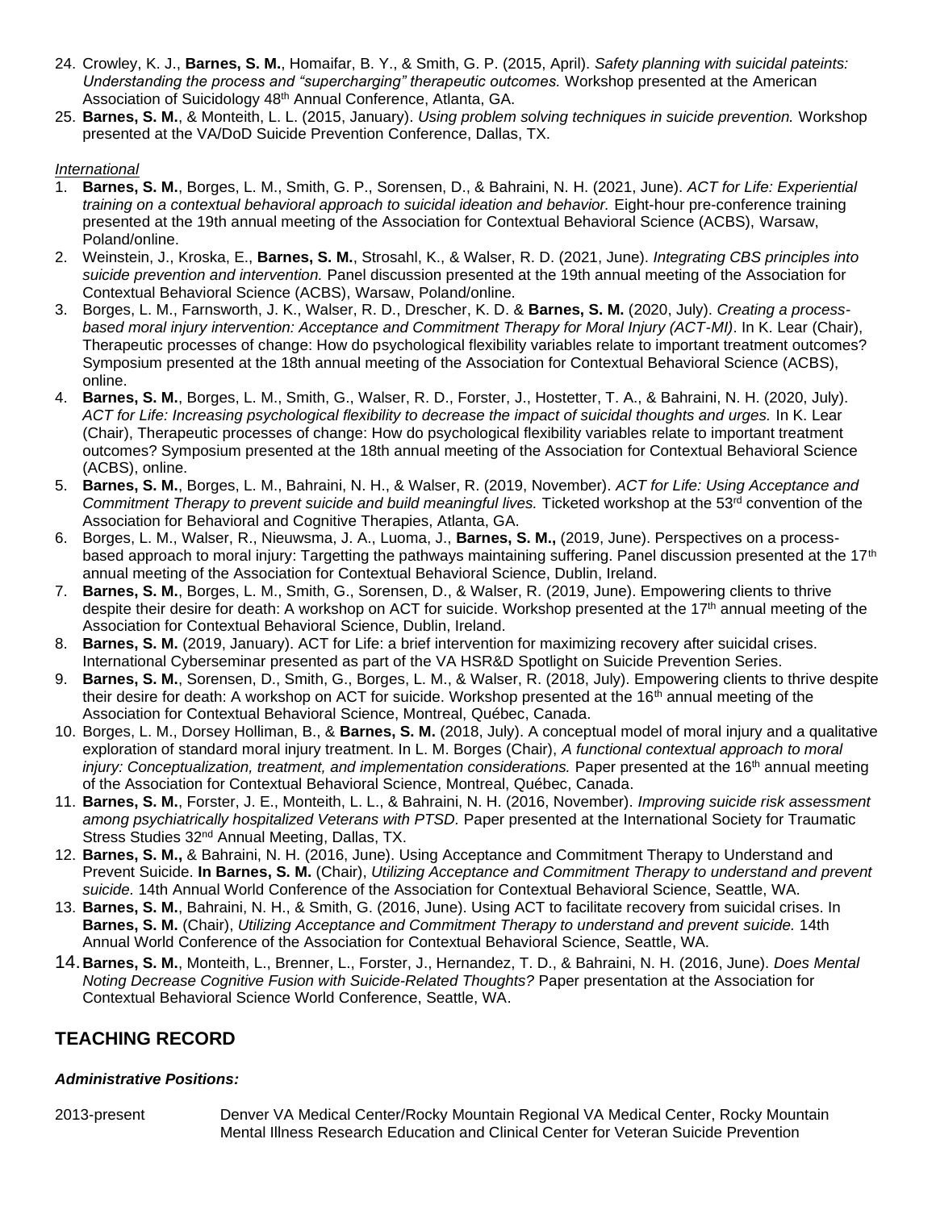24. Crowley, K. J., **Barnes, S. M.**, Homaifar, B. Y., & Smith, G. P. (2015, April). *Safety planning with suicidal pateints: Understanding the process and "supercharging" therapeutic outcomes.* Workshop presented at the American Association of Suicidology 48th Annual Conference, Atlanta, GA.
25. **Barnes, S. M.**, & Monteith, L. L. (2015, January). *Using problem solving techniques in suicide prevention.* Workshop presented at the VA/DoD Suicide Prevention Conference, Dallas, TX.

*International*

1. **Barnes, S. M.**, Borges, L. M., Smith, G. P., Sorensen, D., & Bahraini, N. H. (2021, June). *ACT for Life: Experiential training on a contextual behavioral approach to suicidal ideation and behavior.* Eight-hour pre-conference training presented at the 19th annual meeting of the Association for Contextual Behavioral Science (ACBS), Warsaw, Poland/online.
2. Weinstein, J., Kroska, E., **Barnes, S. M.**, Strosahl, K., & Walser, R. D. (2021, June). *Integrating CBS principles into suicide prevention and intervention.* Panel discussion presented at the 19th annual meeting of the Association for Contextual Behavioral Science (ACBS), Warsaw, Poland/online.
3. Borges, L. M., Farnsworth, J. K., Walser, R. D., Drescher, K. D. & **Barnes, S. M.** (2020, July). *Creating a process-based moral injury intervention: Acceptance and Commitment Therapy for Moral Injury (ACT-MI)*. In K. Lear (Chair), Therapeutic processes of change: How do psychological flexibility variables relate to important treatment outcomes? Symposium presented at the 18th annual meeting of the Association for Contextual Behavioral Science (ACBS), online.
4. **Barnes, S. M.**, Borges, L. M., Smith, G., Walser, R. D., Forster, J., Hostetter, T. A., & Bahraini, N. H. (2020, July). *ACT for Life: Increasing psychological flexibility to decrease the impact of suicidal thoughts and urges.* In K. Lear (Chair), Therapeutic processes of change: How do psychological flexibility variables relate to important treatment outcomes? Symposium presented at the 18th annual meeting of the Association for Contextual Behavioral Science (ACBS), online.
5. **Barnes, S. M.**, Borges, L. M., Bahraini, N. H., & Walser, R. (2019, November). *ACT for Life: Using Acceptance and Commitment Therapy to prevent suicide and build meaningful lives.* Ticketed workshop at the 53rd convention of the Association for Behavioral and Cognitive Therapies, Atlanta, GA.
6. Borges, L. M., Walser, R., Nieuwsma, J. A., Luoma, J., **Barnes, S. M.,** (2019, June). Perspectives on a process-based approach to moral injury: Targetting the pathways maintaining suffering. Panel discussion presented at the 17th annual meeting of the Association for Contextual Behavioral Science, Dublin, Ireland.
7. **Barnes, S. M.**, Borges, L. M., Smith, G., Sorensen, D., & Walser, R. (2019, June). Empowering clients to thrive despite their desire for death: A workshop on ACT for suicide. Workshop presented at the 17th annual meeting of the Association for Contextual Behavioral Science, Dublin, Ireland.
8. **Barnes, S. M.** (2019, January). ACT for Life: a brief intervention for maximizing recovery after suicidal crises. International Cyberseminar presented as part of the VA HSR&D Spotlight on Suicide Prevention Series.
9. **Barnes, S. M.**, Sorensen, D., Smith, G., Borges, L. M., & Walser, R. (2018, July). Empowering clients to thrive despite their desire for death: A workshop on ACT for suicide. Workshop presented at the 16th annual meeting of the Association for Contextual Behavioral Science, Montreal, Québec, Canada.
10. Borges, L. M., Dorsey Holliman, B., & **Barnes, S. M.** (2018, July). A conceptual model of moral injury and a qualitative exploration of standard moral injury treatment. In L. M. Borges (Chair), *A functional contextual approach to moral injury: Conceptualization, treatment, and implementation considerations.* Paper presented at the 16th annual meeting of the Association for Contextual Behavioral Science, Montreal, Québec, Canada.
11. **Barnes, S. M.**, Forster, J. E., Monteith, L. L., & Bahraini, N. H. (2016, November). *Improving suicide risk assessment among psychiatrically hospitalized Veterans with PTSD.* Paper presented at the International Society for Traumatic Stress Studies 32nd Annual Meeting, Dallas, TX.
12. **Barnes, S. M.,** & Bahraini, N. H. (2016, June). Using Acceptance and Commitment Therapy to Understand and Prevent Suicide. **In Barnes, S. M.** (Chair), *Utilizing Acceptance and Commitment Therapy to understand and prevent suicide.* 14th Annual World Conference of the Association for Contextual Behavioral Science, Seattle, WA.
13. **Barnes, S. M.**, Bahraini, N. H., & Smith, G. (2016, June). Using ACT to facilitate recovery from suicidal crises. In **Barnes, S. M.** (Chair), *Utilizing Acceptance and Commitment Therapy to understand and prevent suicide.* 14th Annual World Conference of the Association for Contextual Behavioral Science, Seattle, WA.
14. **Barnes, S. M.**, Monteith, L., Brenner, L., Forster, J., Hernandez, T. D., & Bahraini, N. H. (2016, June). *Does Mental Noting Decrease Cognitive Fusion with Suicide-Related Thoughts?* Paper presentation at the Association for Contextual Behavioral Science World Conference, Seattle, WA.

## TEACHING RECORD

***Administrative Positions:***

2013-present Denver VA Medical Center/Rocky Mountain Regional VA Medical Center, Rocky Mountain Mental Illness Research Education and Clinical Center for Veteran Suicide Prevention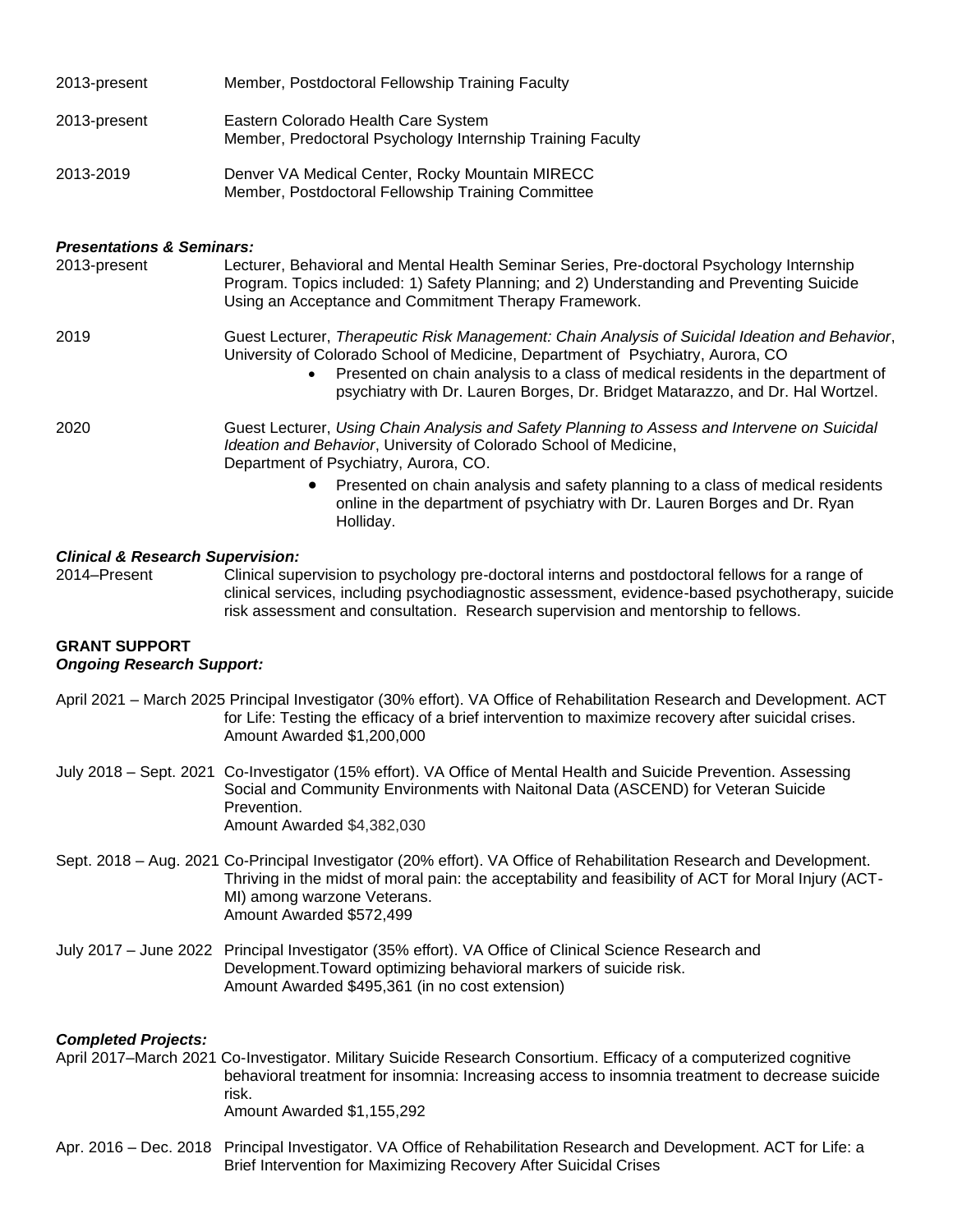2013-present Member, Postdoctoral Fellowship Training Faculty

2013-present Eastern Colorado Health Care System
Member, Predoctoral Psychology Internship Training Faculty

2013-2019 Denver VA Medical Center, Rocky Mountain MIRECC
Member, Postdoctoral Fellowship Training Committee

***Presentations & Seminars:***

2013-present Lecturer, Behavioral and Mental Health Seminar Series, Pre-doctoral Psychology Internship Program. Topics included: 1) Safety Planning; and 2) Understanding and Preventing Suicide Using an Acceptance and Commitment Therapy Framework.

2019 Guest Lecturer, *Therapeutic Risk Management: Chain Analysis of Suicidal Ideation and Behavior*, University of Colorado School of Medicine, Department of Psychiatry, Aurora, CO

- Presented on chain analysis to a class of medical residents in the department of psychiatry with Dr. Lauren Borges, Dr. Bridget Matarazzo, and Dr. Hal Wortzel.

2020 Guest Lecturer, *Using Chain Analysis and Safety Planning to Assess and Intervene on Suicidal Ideation and Behavior*, University of Colorado School of Medicine, Department of Psychiatry, Aurora, CO.

- Presented on chain analysis and safety planning to a class of medical residents online in the department of psychiatry with Dr. Lauren Borges and Dr. Ryan Holliday.

***Clinical & Research Supervision:***

2014–Present Clinical supervision to psychology pre-doctoral interns and postdoctoral fellows for a range of clinical services, including psychodiagnostic assessment, evidence-based psychotherapy, suicide risk assessment and consultation. Research supervision and mentorship to fellows.

**GRANT SUPPORT**

***Ongoing Research Support:***

April 2021 – March 2025 Principal Investigator (30% effort). VA Office of Rehabilitation Research and Development. ACT for Life: Testing the efficacy of a brief intervention to maximize recovery after suicidal crises.
Amount Awarded $1,200,000

July 2018 – Sept. 2021 Co-Investigator (15% effort). VA Office of Mental Health and Suicide Prevention. Assessing Social and Community Environments with Naitonal Data (ASCEND) for Veteran Suicide Prevention.
Amount Awarded $4,382,030

Sept. 2018 – Aug. 2021 Co-Principal Investigator (20% effort). VA Office of Rehabilitation Research and Development. Thriving in the midst of moral pain: the acceptability and feasibility of ACT for Moral Injury (ACT-MI) among warzone Veterans.
Amount Awarded $572,499

July 2017 – June 2022 Principal Investigator (35% effort). VA Office of Clinical Science Research and Development.Toward optimizing behavioral markers of suicide risk.
Amount Awarded $495,361 (in no cost extension)

***Completed Projects:***

April 2017–March 2021 Co-Investigator. Military Suicide Research Consortium. Efficacy of a computerized cognitive behavioral treatment for insomnia: Increasing access to insomnia treatment to decrease suicide risk.
Amount Awarded $1,155,292

Apr. 2016 – Dec. 2018 Principal Investigator. VA Office of Rehabilitation Research and Development. ACT for Life: a Brief Intervention for Maximizing Recovery After Suicidal Crises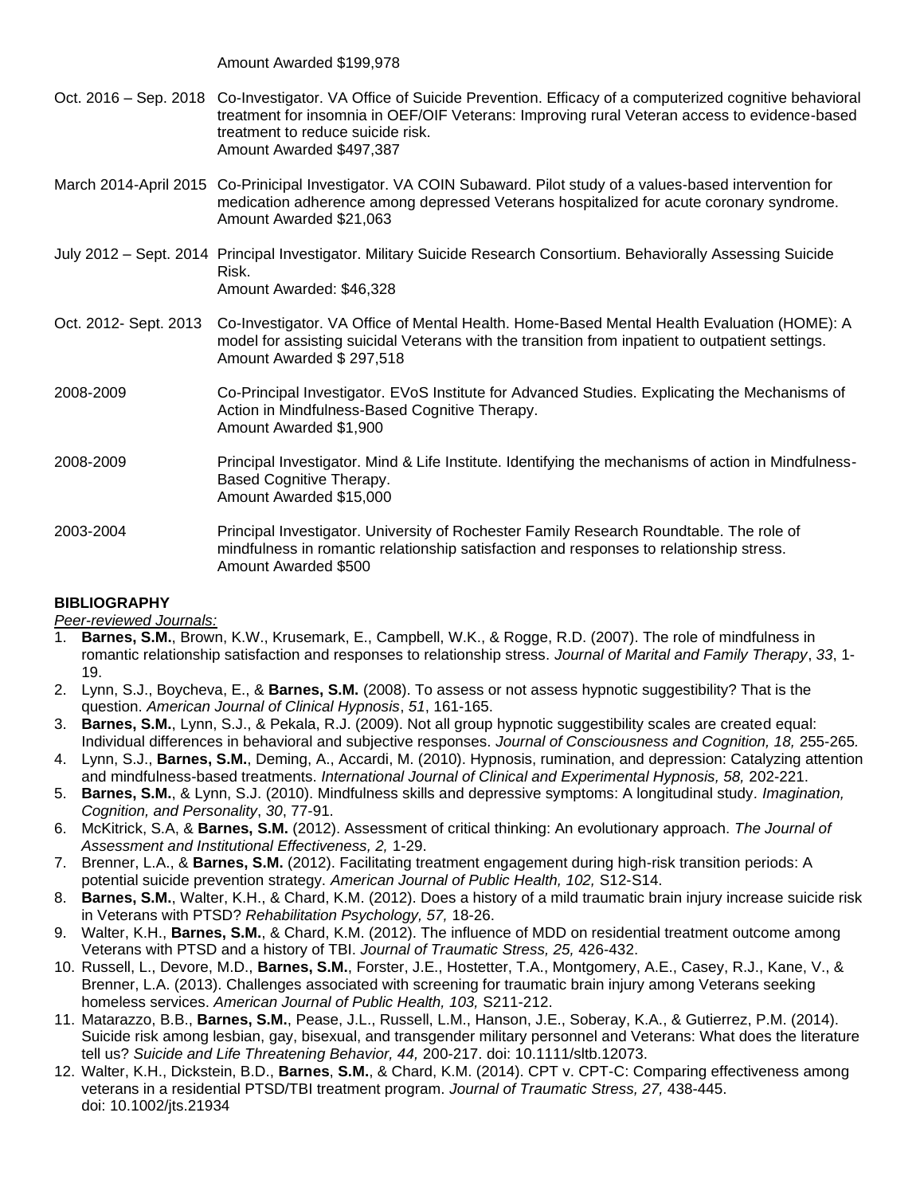Amount Awarded $199,978

Oct. 2016 – Sep. 2018 Co-Investigator. VA Office of Suicide Prevention. Efficacy of a computerized cognitive behavioral treatment for insomnia in OEF/OIF Veterans: Improving rural Veteran access to evidence-based treatment to reduce suicide risk.
Amount Awarded $497,387

March 2014-April 2015 Co-Prinicipal Investigator. VA COIN Subaward. Pilot study of a values-based intervention for medication adherence among depressed Veterans hospitalized for acute coronary syndrome.
Amount Awarded $21,063

July 2012 – Sept. 2014 Principal Investigator. Military Suicide Research Consortium. Behaviorally Assessing Suicide Risk.
Amount Awarded: $46,328

Oct. 2012- Sept. 2013 Co-Investigator. VA Office of Mental Health. Home-Based Mental Health Evaluation (HOME): A model for assisting suicidal Veterans with the transition from inpatient to outpatient settings.
Amount Awarded $ 297,518

2008-2009 Co-Principal Investigator. EVoS Institute for Advanced Studies. Explicating the Mechanisms of Action in Mindfulness-Based Cognitive Therapy.
Amount Awarded $1,900

2008-2009 Principal Investigator. Mind & Life Institute. Identifying the mechanisms of action in Mindfulness-Based Cognitive Therapy.
Amount Awarded $15,000

2003-2004 Principal Investigator. University of Rochester Family Research Roundtable. The role of mindfulness in romantic relationship satisfaction and responses to relationship stress.
Amount Awarded $500

**BIBLIOGRAPHY**

*Peer-reviewed Journals:*

1. **Barnes, S.M.**, Brown, K.W., Krusemark, E., Campbell, W.K., & Rogge, R.D. (2007). The role of mindfulness in romantic relationship satisfaction and responses to relationship stress. *Journal of Marital and Family Therapy*, *33*, 1-19.
2. Lynn, S.J., Boycheva, E., & **Barnes, S.M.** (2008). To assess or not assess hypnotic suggestibility? That is the question. *American Journal of Clinical Hypnosis*, *51*, 161-165.
3. **Barnes, S.M.**, Lynn, S.J., & Pekala, R.J. (2009). Not all group hypnotic suggestibility scales are created equal: Individual differences in behavioral and subjective responses. *Journal of Consciousness and Cognition, 18,* 255-265*.*
4. Lynn, S.J., **Barnes, S.M.**, Deming, A., Accardi, M. (2010). Hypnosis, rumination, and depression: Catalyzing attention and mindfulness-based treatments. *International Journal of Clinical and Experimental Hypnosis, 58,* 202-221.
5. **Barnes, S.M.**, & Lynn, S.J. (2010). Mindfulness skills and depressive symptoms: A longitudinal study. *Imagination, Cognition, and Personality*, *30*, 77-91.
6. McKitrick, S.A, & **Barnes, S.M.** (2012). Assessment of critical thinking: An evolutionary approach. *The Journal of Assessment and Institutional Effectiveness, 2,* 1-29.
7. Brenner, L.A., & **Barnes, S.M.** (2012). Facilitating treatment engagement during high-risk transition periods: A potential suicide prevention strategy. *American Journal of Public Health, 102,* S12-S14.
8. **Barnes, S.M.**, Walter, K.H., & Chard, K.M. (2012). Does a history of a mild traumatic brain injury increase suicide risk in Veterans with PTSD? *Rehabilitation Psychology, 57,* 18-26.
9. Walter, K.H., **Barnes, S.M.**, & Chard, K.M. (2012). The influence of MDD on residential treatment outcome among Veterans with PTSD and a history of TBI. *Journal of Traumatic Stress, 25,* 426-432.
10. Russell, L., Devore, M.D., **Barnes, S.M.**, Forster, J.E., Hostetter, T.A., Montgomery, A.E., Casey, R.J., Kane, V., & Brenner, L.A. (2013). Challenges associated with screening for traumatic brain injury among Veterans seeking homeless services. *American Journal of Public Health, 103,* S211-212.
11. Matarazzo, B.B., **Barnes, S.M.**, Pease, J.L., Russell, L.M., Hanson, J.E., Soberay, K.A., & Gutierrez, P.M. (2014). Suicide risk among lesbian, gay, bisexual, and transgender military personnel and Veterans: What does the literature tell us? *Suicide and Life Threatening Behavior, 44,* 200-217. doi: 10.1111/sltb.12073.
12. Walter, K.H., Dickstein, B.D., **Barnes**, **S.M.**, & Chard, K.M. (2014). CPT v. CPT-C: Comparing effectiveness among veterans in a residential PTSD/TBI treatment program. *Journal of Traumatic Stress, 27,* 438-445. doi: 10.1002/jts.21934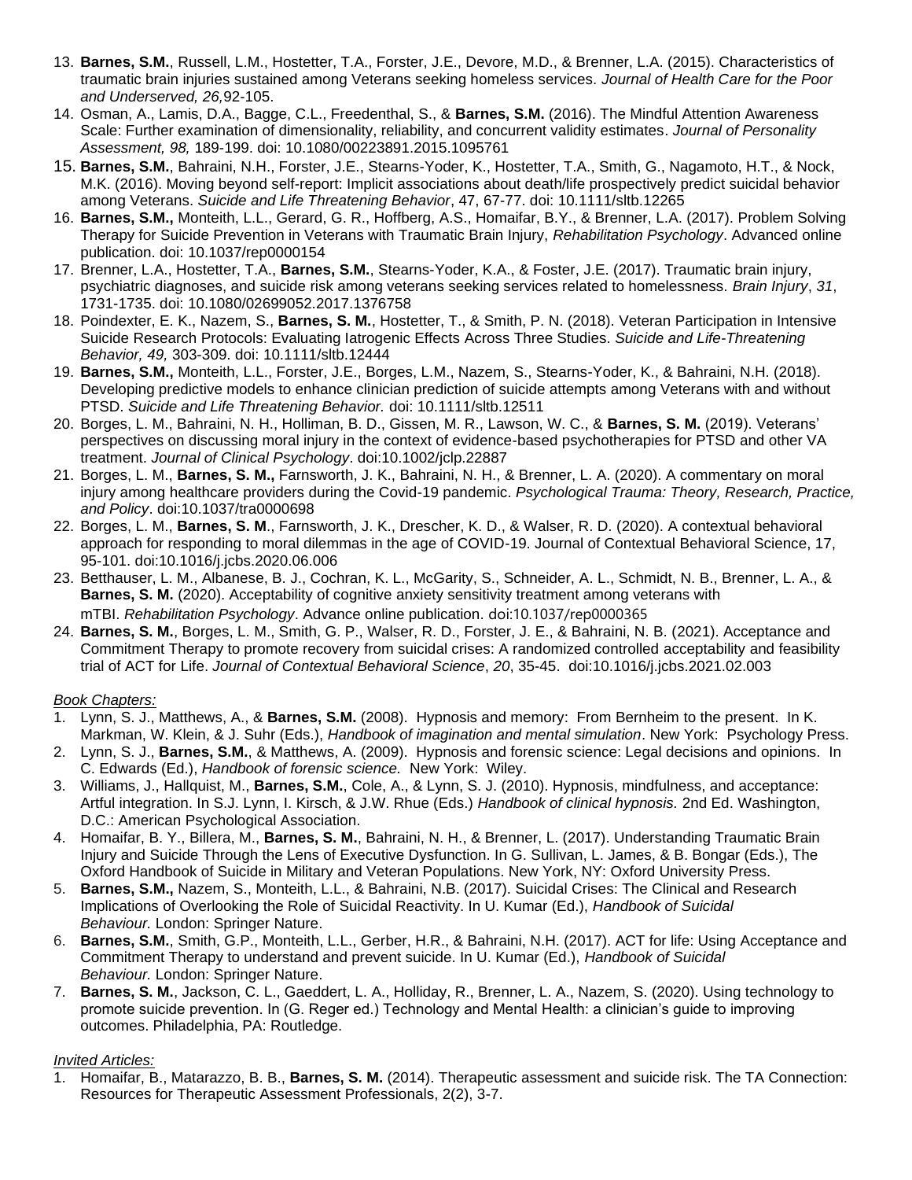13. **Barnes, S.M.**, Russell, L.M., Hostetter, T.A., Forster, J.E., Devore, M.D., & Brenner, L.A. (2015). Characteristics of traumatic brain injuries sustained among Veterans seeking homeless services. *Journal of Health Care for the Poor and Underserved, 26,*92-105.
14. Osman, A., Lamis, D.A., Bagge, C.L., Freedenthal, S., & **Barnes, S.M.** (2016). The Mindful Attention Awareness Scale: Further examination of dimensionality, reliability, and concurrent validity estimates. *Journal of Personality Assessment, 98,* 189-199. doi: 10.1080/00223891.2015.1095761
15. **Barnes, S.M.**, Bahraini, N.H., Forster, J.E., Stearns-Yoder, K., Hostetter, T.A., Smith, G., Nagamoto, H.T., & Nock, M.K. (2016). Moving beyond self-report: Implicit associations about death/life prospectively predict suicidal behavior among Veterans. *Suicide and Life Threatening Behavior*, 47, 67-77. doi: 10.1111/sltb.12265
16. **Barnes, S.M.,** Monteith, L.L., Gerard, G. R., Hoffberg, A.S., Homaifar, B.Y., & Brenner, L.A. (2017). Problem Solving Therapy for Suicide Prevention in Veterans with Traumatic Brain Injury, *Rehabilitation Psychology*. Advanced online publication. doi: 10.1037/rep0000154
17. Brenner, L.A., Hostetter, T.A., **Barnes, S.M.**, Stearns-Yoder, K.A., & Foster, J.E. (2017). Traumatic brain injury, psychiatric diagnoses, and suicide risk among veterans seeking services related to homelessness. *Brain Injury*, *31*, 1731-1735. doi: 10.1080/02699052.2017.1376758
18. Poindexter, E. K., Nazem, S., **Barnes, S. M.**, Hostetter, T., & Smith, P. N. (2018). Veteran Participation in Intensive Suicide Research Protocols: Evaluating Iatrogenic Effects Across Three Studies. *Suicide and Life-Threatening Behavior, 49,* 303-309. doi: 10.1111/sltb.12444
19. **Barnes, S.M.,** Monteith, L.L., Forster, J.E., Borges, L.M., Nazem, S., Stearns-Yoder, K., & Bahraini, N.H. (2018). Developing predictive models to enhance clinician prediction of suicide attempts among Veterans with and without PTSD. *Suicide and Life Threatening Behavior.* doi: 10.1111/sltb.12511
20. Borges, L. M., Bahraini, N. H., Holliman, B. D., Gissen, M. R., Lawson, W. C., & **Barnes, S. M.** (2019). Veterans' perspectives on discussing moral injury in the context of evidence-based psychotherapies for PTSD and other VA treatment. *Journal of Clinical Psychology*. doi:10.1002/jclp.22887
21. Borges, L. M., **Barnes, S. M.,** Farnsworth, J. K., Bahraini, N. H., & Brenner, L. A. (2020). A commentary on moral injury among healthcare providers during the Covid-19 pandemic. *Psychological Trauma: Theory, Research, Practice, and Policy*. doi:10.1037/tra0000698
22. Borges, L. M., **Barnes, S. M**., Farnsworth, J. K., Drescher, K. D., & Walser, R. D. (2020). A contextual behavioral approach for responding to moral dilemmas in the age of COVID-19. Journal of Contextual Behavioral Science, 17, 95-101. doi:10.1016/j.jcbs.2020.06.006
23. Betthauser, L. M., Albanese, B. J., Cochran, K. L., McGarity, S., Schneider, A. L., Schmidt, N. B., Brenner, L. A., & **Barnes, S. M.** (2020). Acceptability of cognitive anxiety sensitivity treatment among veterans with mTBI. *Rehabilitation Psychology*. Advance online publication. doi:10.1037/rep0000365
24. **Barnes, S. M.**, Borges, L. M., Smith, G. P., Walser, R. D., Forster, J. E., & Bahraini, N. B. (2021). Acceptance and Commitment Therapy to promote recovery from suicidal crises: A randomized controlled acceptability and feasibility trial of ACT for Life. *Journal of Contextual Behavioral Science*, *20*, 35-45. doi:10.1016/j.jcbs.2021.02.003

*Book Chapters:*

1. Lynn, S. J., Matthews, A., & **Barnes, S.M.** (2008). Hypnosis and memory: From Bernheim to the present. In K. Markman, W. Klein, & J. Suhr (Eds.), *Handbook of imagination and mental simulation*. New York: Psychology Press.
2. Lynn, S. J., **Barnes, S.M.**, & Matthews, A. (2009). Hypnosis and forensic science: Legal decisions and opinions. In C. Edwards (Ed.), *Handbook of forensic science.* New York: Wiley.
3. Williams, J., Hallquist, M., **Barnes, S.M.**, Cole, A., & Lynn, S. J. (2010). Hypnosis, mindfulness, and acceptance: Artful integration. In S.J. Lynn, I. Kirsch, & J.W. Rhue (Eds.) *Handbook of clinical hypnosis.* 2nd Ed. Washington, D.C.: American Psychological Association.
4. Homaifar, B. Y., Billera, M., **Barnes, S. M.**, Bahraini, N. H., & Brenner, L. (2017). Understanding Traumatic Brain Injury and Suicide Through the Lens of Executive Dysfunction. In G. Sullivan, L. James, & B. Bongar (Eds.), The Oxford Handbook of Suicide in Military and Veteran Populations. New York, NY: Oxford University Press.
5. **Barnes, S.M.,** Nazem, S., Monteith, L.L., & Bahraini, N.B. (2017). Suicidal Crises: The Clinical and Research Implications of Overlooking the Role of Suicidal Reactivity. In U. Kumar (Ed.), *Handbook of Suicidal Behaviour.* London: Springer Nature.
6. **Barnes, S.M.**, Smith, G.P., Monteith, L.L., Gerber, H.R., & Bahraini, N.H. (2017). ACT for life: Using Acceptance and Commitment Therapy to understand and prevent suicide. In U. Kumar (Ed.), *Handbook of Suicidal Behaviour.* London: Springer Nature.
7. **Barnes, S. M.**, Jackson, C. L., Gaeddert, L. A., Holliday, R., Brenner, L. A., Nazem, S. (2020). Using technology to promote suicide prevention. In (G. Reger ed.) Technology and Mental Health: a clinician's guide to improving outcomes. Philadelphia, PA: Routledge.

*Invited Articles:*

1. Homaifar, B., Matarazzo, B. B., **Barnes, S. M.** (2014). Therapeutic assessment and suicide risk. The TA Connection: Resources for Therapeutic Assessment Professionals, 2(2), 3-7.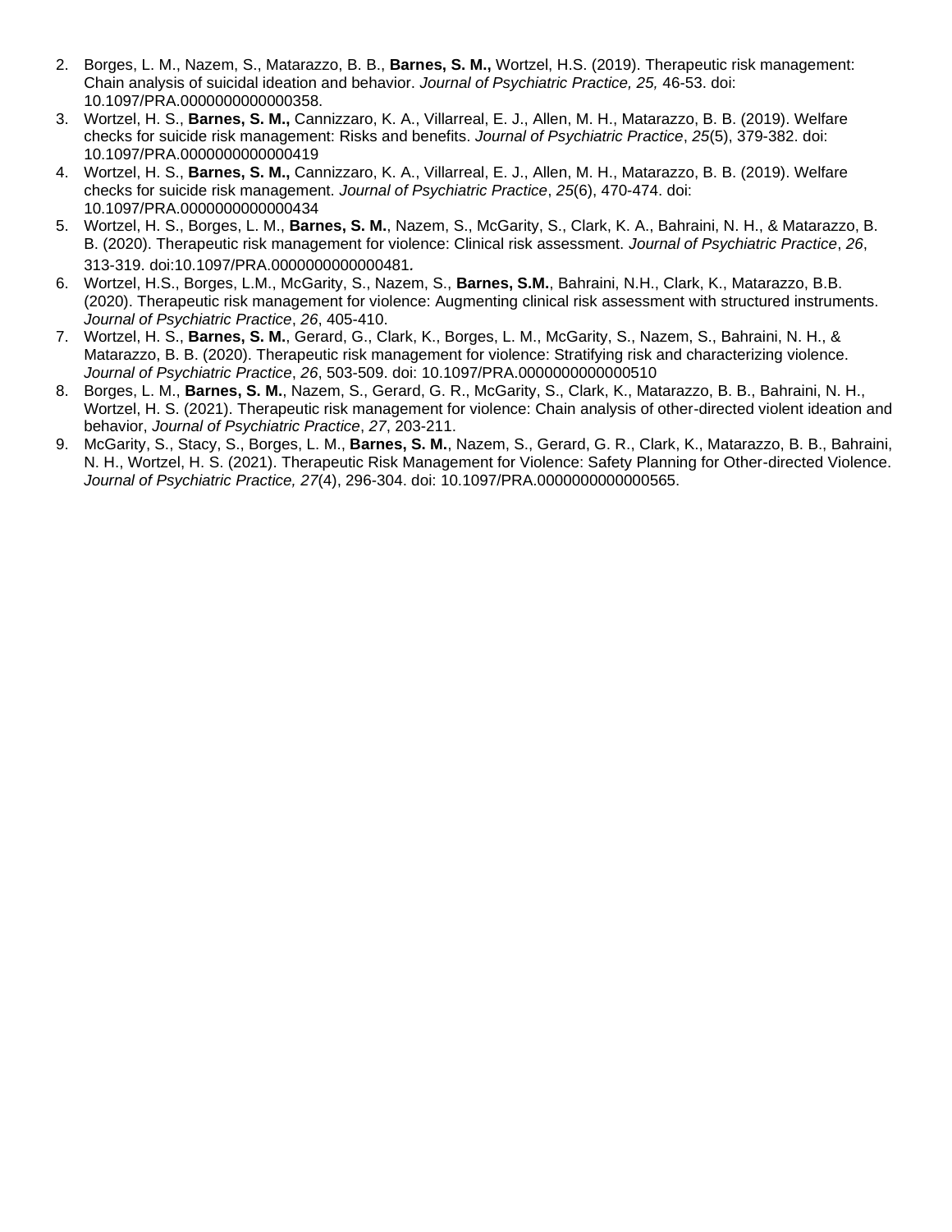2. Borges, L. M., Nazem, S., Matarazzo, B. B., **Barnes, S. M.,** Wortzel, H.S. (2019). Therapeutic risk management: Chain analysis of suicidal ideation and behavior. *Journal of Psychiatric Practice, 25,* 46-53. doi: 10.1097/PRA.0000000000000358.
3. Wortzel, H. S., **Barnes, S. M.,** Cannizzaro, K. A., Villarreal, E. J., Allen, M. H., Matarazzo, B. B. (2019). Welfare checks for suicide risk management: Risks and benefits. *Journal of Psychiatric Practice*, *25*(5), 379-382. doi: 10.1097/PRA.0000000000000419
4. Wortzel, H. S., **Barnes, S. M.,** Cannizzaro, K. A., Villarreal, E. J., Allen, M. H., Matarazzo, B. B. (2019). Welfare checks for suicide risk management. *Journal of Psychiatric Practice*, *25*(6), 470-474. doi: 10.1097/PRA.0000000000000434
5. Wortzel, H. S., Borges, L. M., **Barnes, S. M.**, Nazem, S., McGarity, S., Clark, K. A., Bahraini, N. H., & Matarazzo, B. B. (2020). Therapeutic risk management for violence: Clinical risk assessment. *Journal of Psychiatric Practice*, *26*, 313-319. doi:10.1097/PRA.0000000000000481.
6. Wortzel, H.S., Borges, L.M., McGarity, S., Nazem, S., **Barnes, S.M.**, Bahraini, N.H., Clark, K., Matarazzo, B.B. (2020). Therapeutic risk management for violence: Augmenting clinical risk assessment with structured instruments. *Journal of Psychiatric Practice*, *26*, 405-410.
7. Wortzel, H. S., **Barnes, S. M.**, Gerard, G., Clark, K., Borges, L. M., McGarity, S., Nazem, S., Bahraini, N. H., & Matarazzo, B. B. (2020). Therapeutic risk management for violence: Stratifying risk and characterizing violence. *Journal of Psychiatric Practice*, *26*, 503-509. doi: 10.1097/PRA.0000000000000510
8. Borges, L. M., **Barnes, S. M.**, Nazem, S., Gerard, G. R., McGarity, S., Clark, K., Matarazzo, B. B., Bahraini, N. H., Wortzel, H. S. (2021). Therapeutic risk management for violence: Chain analysis of other-directed violent ideation and behavior, *Journal of Psychiatric Practice*, *27*, 203-211.
9. McGarity, S., Stacy, S., Borges, L. M., **Barnes, S. M.**, Nazem, S., Gerard, G. R., Clark, K., Matarazzo, B. B., Bahraini, N. H., Wortzel, H. S. (2021). Therapeutic Risk Management for Violence: Safety Planning for Other-directed Violence. *Journal of Psychiatric Practice, 27*(4), 296-304. doi: 10.1097/PRA.0000000000000565.